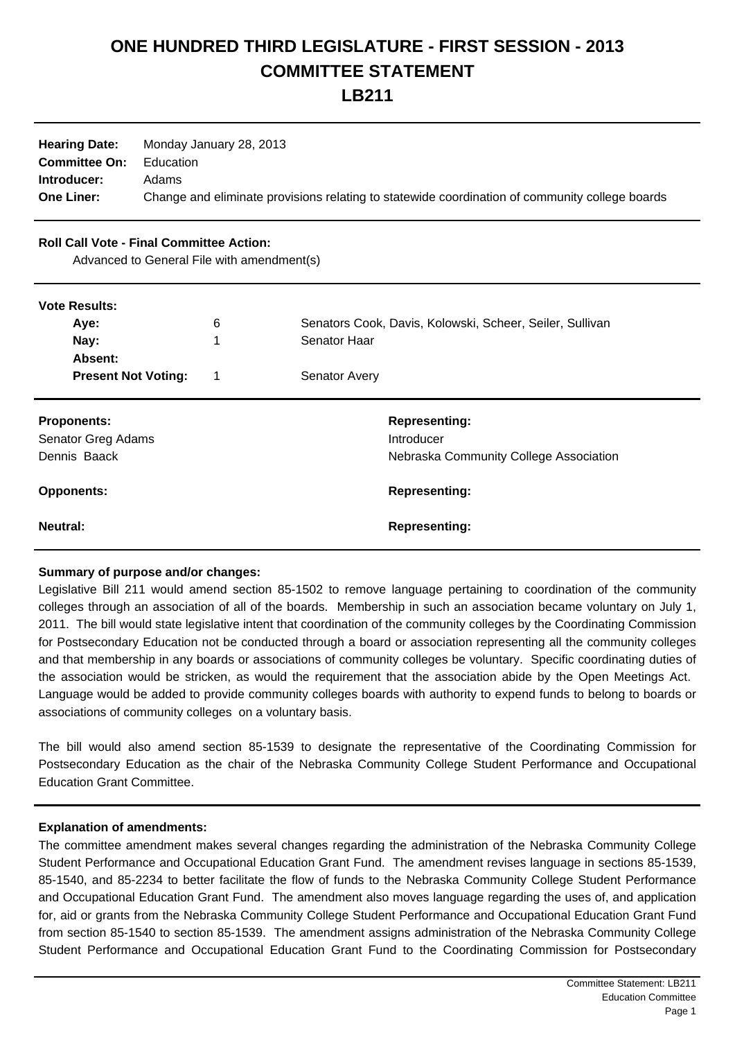# ONE HUNDRED THIRD LEGISLATURE - FIRST SESSION - 2013
# COMMITTEE STATEMENT
# LB211

| | |
|---|---|
| **Hearing Date:** | Monday January 28, 2013 |
| **Committee On:** | Education |
| **Introducer:** | Adams |
| **One Liner:** | Change and eliminate provisions relating to statewide coordination of community college boards |

**Roll Call Vote - Final Committee Action:**

Advanced to General File with amendment(s)

**Vote Results:**

| | | |
|---|---|---|
| **Aye:** | 6 | Senators Cook, Davis, Kolowski, Scheer, Seiler, Sullivan |
| **Nay:** | 1 | Senator Haar |
| **Absent:** | | |
| **Present Not Voting:** | 1 | Senator Avery |

| **Proponents:** | **Representing:** |
|---|---|
| Senator Greg Adams | Introducer |
| Dennis Baack | Nebraska Community College Association |

| **Opponents:** | **Representing:** |
|---|---|

| **Neutral:** | **Representing:** |
|---|---|

**Summary of purpose and/or changes:**

Legislative Bill 211 would amend section 85-1502 to remove language pertaining to coordination of the community colleges through an association of all of the boards. Membership in such an association became voluntary on July 1, 2011. The bill would state legislative intent that coordination of the community colleges by the Coordinating Commission for Postsecondary Education not be conducted through a board or association representing all the community colleges and that membership in any boards or associations of community colleges be voluntary. Specific coordinating duties of the association would be stricken, as would the requirement that the association abide by the Open Meetings Act. Language would be added to provide community colleges boards with authority to expend funds to belong to boards or associations of community colleges on a voluntary basis.

The bill would also amend section 85-1539 to designate the representative of the Coordinating Commission for Postsecondary Education as the chair of the Nebraska Community College Student Performance and Occupational Education Grant Committee.

**Explanation of amendments:**

The committee amendment makes several changes regarding the administration of the Nebraska Community College Student Performance and Occupational Education Grant Fund. The amendment revises language in sections 85-1539, 85-1540, and 85-2234 to better facilitate the flow of funds to the Nebraska Community College Student Performance and Occupational Education Grant Fund. The amendment also moves language regarding the uses of, and application for, aid or grants from the Nebraska Community College Student Performance and Occupational Education Grant Fund from section 85-1540 to section 85-1539. The amendment assigns administration of the Nebraska Community College Student Performance and Occupational Education Grant Fund to the Coordinating Commission for Postsecondary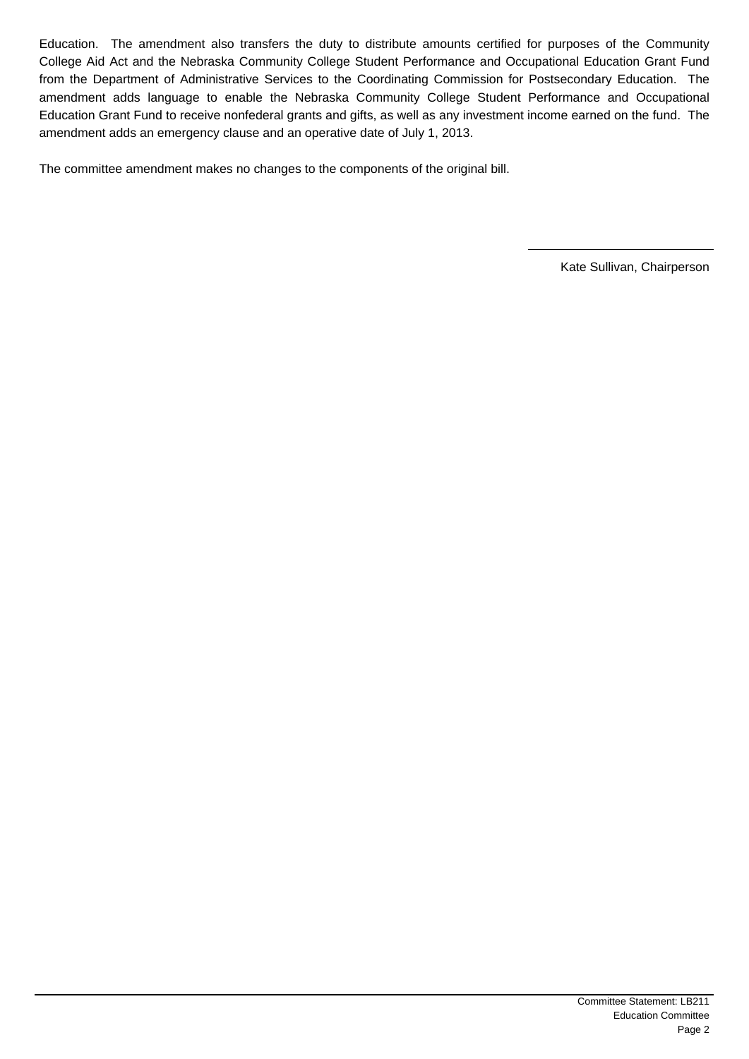Education. The amendment also transfers the duty to distribute amounts certified for purposes of the Community College Aid Act and the Nebraska Community College Student Performance and Occupational Education Grant Fund from the Department of Administrative Services to the Coordinating Commission for Postsecondary Education. The amendment adds language to enable the Nebraska Community College Student Performance and Occupational Education Grant Fund to receive nonfederal grants and gifts, as well as any investment income earned on the fund. The amendment adds an emergency clause and an operative date of July 1, 2013.

The committee amendment makes no changes to the components of the original bill.

Kate Sullivan, Chairperson